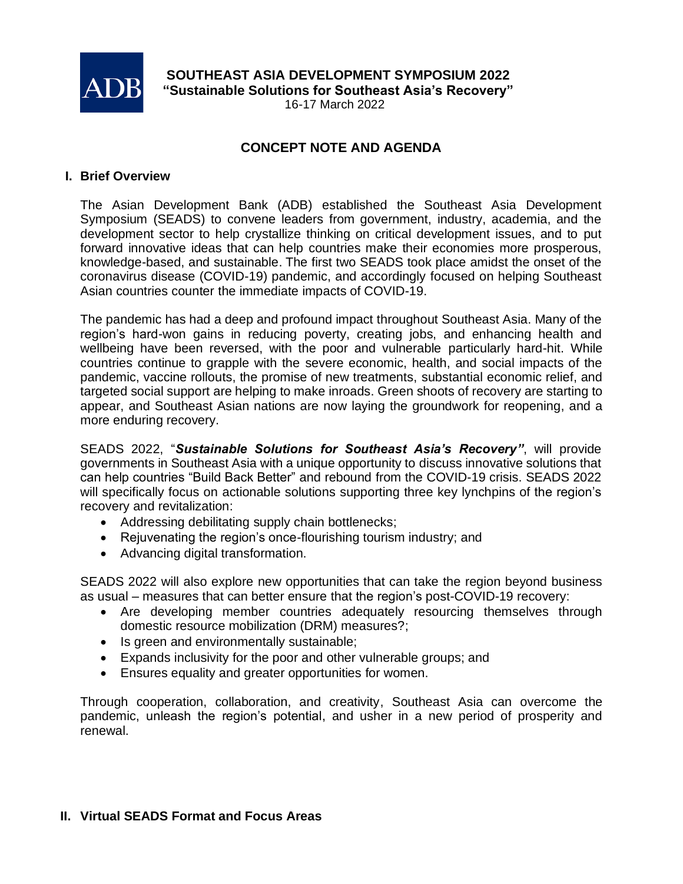**SOUTHEAST ASIA DEVELOPMENT SYMPOSIUM 2022**
**"Sustainable Solutions for Southeast Asia's Recovery"**
16-17 March 2022

# CONCEPT NOTE AND AGENDA

## I. Brief Overview

The Asian Development Bank (ADB) established the Southeast Asia Development Symposium (SEADS) to convene leaders from government, industry, academia, and the development sector to help crystallize thinking on critical development issues, and to put forward innovative ideas that can help countries make their economies more prosperous, knowledge-based, and sustainable. The first two SEADS took place amidst the onset of the coronavirus disease (COVID-19) pandemic, and accordingly focused on helping Southeast Asian countries counter the immediate impacts of COVID-19.

The pandemic has had a deep and profound impact throughout Southeast Asia. Many of the region's hard-won gains in reducing poverty, creating jobs, and enhancing health and wellbeing have been reversed, with the poor and vulnerable particularly hard-hit. While countries continue to grapple with the severe economic, health, and social impacts of the pandemic, vaccine rollouts, the promise of new treatments, substantial economic relief, and targeted social support are helping to make inroads. Green shoots of recovery are starting to appear, and Southeast Asian nations are now laying the groundwork for reopening, and a more enduring recovery.

SEADS 2022, "***Sustainable Solutions for Southeast Asia's Recovery"***, will provide governments in Southeast Asia with a unique opportunity to discuss innovative solutions that can help countries "Build Back Better" and rebound from the COVID-19 crisis. SEADS 2022 will specifically focus on actionable solutions supporting three key lynchpins of the region's recovery and revitalization:

- Addressing debilitating supply chain bottlenecks;
- Rejuvenating the region's once-flourishing tourism industry; and
- Advancing digital transformation.

SEADS 2022 will also explore new opportunities that can take the region beyond business as usual – measures that can better ensure that the region's post-COVID-19 recovery:

- Are developing member countries adequately resourcing themselves through domestic resource mobilization (DRM) measures?;
- Is green and environmentally sustainable;
- Expands inclusivity for the poor and other vulnerable groups; and
- Ensures equality and greater opportunities for women.

Through cooperation, collaboration, and creativity, Southeast Asia can overcome the pandemic, unleash the region's potential, and usher in a new period of prosperity and renewal.

## II. Virtual SEADS Format and Focus Areas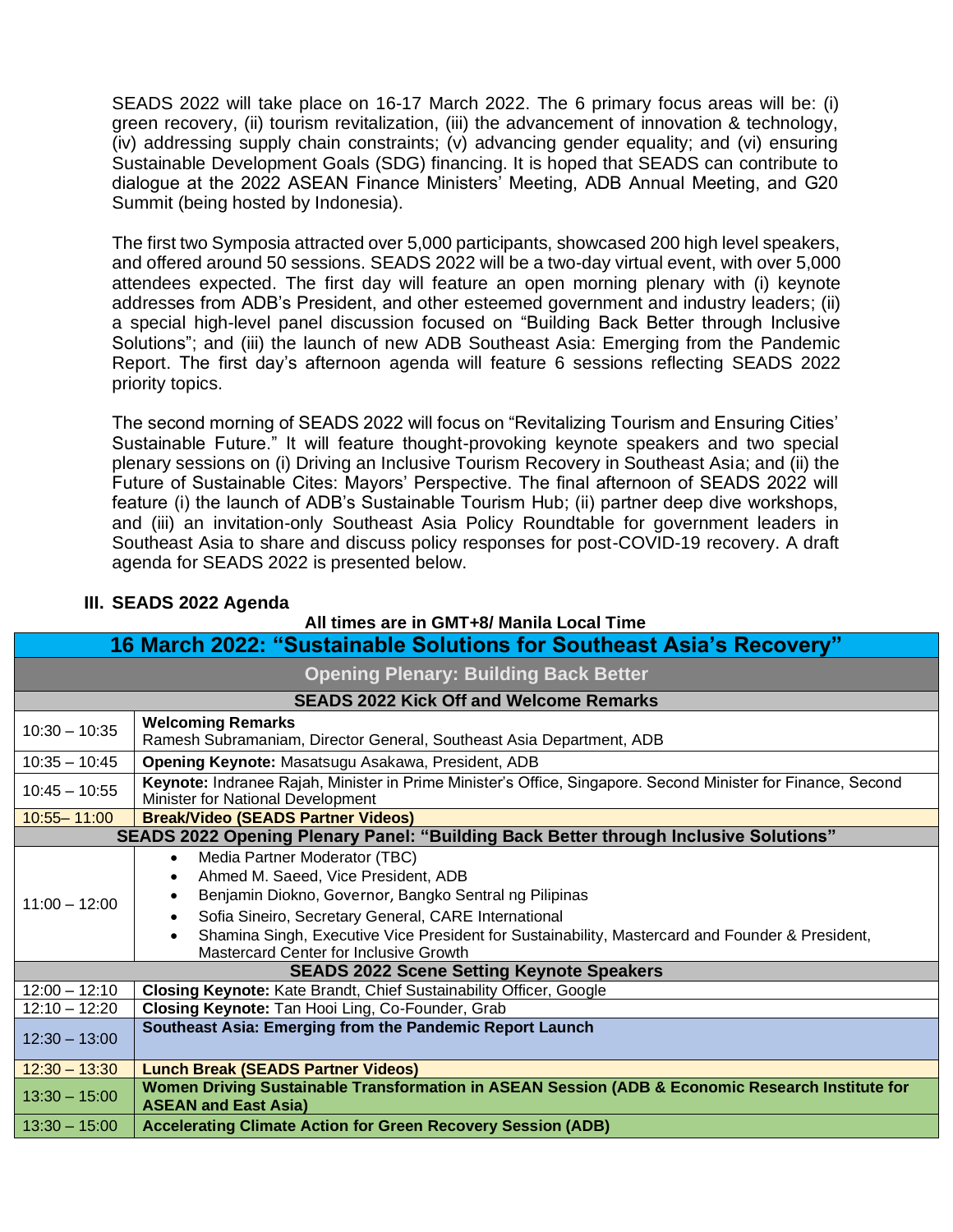SEADS 2022 will take place on 16-17 March 2022. The 6 primary focus areas will be: (i) green recovery, (ii) tourism revitalization, (iii) the advancement of innovation & technology, (iv) addressing supply chain constraints; (v) advancing gender equality; and (vi) ensuring Sustainable Development Goals (SDG) financing. It is hoped that SEADS can contribute to dialogue at the 2022 ASEAN Finance Ministers' Meeting, ADB Annual Meeting, and G20 Summit (being hosted by Indonesia).

The first two Symposia attracted over 5,000 participants, showcased 200 high level speakers, and offered around 50 sessions. SEADS 2022 will be a two-day virtual event, with over 5,000 attendees expected. The first day will feature an open morning plenary with (i) keynote addresses from ADB's President, and other esteemed government and industry leaders; (ii) a special high-level panel discussion focused on "Building Back Better through Inclusive Solutions"; and (iii) the launch of new ADB Southeast Asia: Emerging from the Pandemic Report. The first day's afternoon agenda will feature 6 sessions reflecting SEADS 2022 priority topics.

The second morning of SEADS 2022 will focus on "Revitalizing Tourism and Ensuring Cities' Sustainable Future." It will feature thought-provoking keynote speakers and two special plenary sessions on (i) Driving an Inclusive Tourism Recovery in Southeast Asia; and (ii) the Future of Sustainable Cites: Mayors' Perspective. The final afternoon of SEADS 2022 will feature (i) the launch of ADB's Sustainable Tourism Hub; (ii) partner deep dive workshops, and (iii) an invitation-only Southeast Asia Policy Roundtable for government leaders in Southeast Asia to share and discuss policy responses for post-COVID-19 recovery. A draft agenda for SEADS 2022 is presented below.

## III. SEADS 2022 Agenda

**All times are in GMT+8/ Manila Local Time**

| | |
|---|---|
| **16 March 2022: "Sustainable Solutions for Southeast Asia's Recovery"** | |
| **Opening Plenary: Building Back Better** | |
| **SEADS 2022 Kick Off and Welcome Remarks** | |
| 10:30 – 10:35 | **Welcoming Remarks**<br>Ramesh Subramaniam, Director General, Southeast Asia Department, ADB |
| 10:35 – 10:45 | **Opening Keynote:** Masatsugu Asakawa, President, ADB |
| 10:45 – 10:55 | **Keynote:** Indranee Rajah, Minister in Prime Minister's Office, Singapore. Second Minister for Finance, Second Minister for National Development |
| 10:55– 11:00 | **Break/Video (SEADS Partner Videos)** |
| **SEADS 2022 Opening Plenary Panel: "Building Back Better through Inclusive Solutions"** | |
| 11:00 – 12:00 | • Media Partner Moderator (TBC)<br>• Ahmed M. Saeed, Vice President, ADB<br>• Benjamin Diokno, Governor, Bangko Sentral ng Pilipinas<br>• Sofia Sineiro, Secretary General, CARE International<br>• Shamina Singh, Executive Vice President for Sustainability, Mastercard and Founder & President, Mastercard Center for Inclusive Growth |
| **SEADS 2022 Scene Setting Keynote Speakers** | |
| 12:00 – 12:10 | **Closing Keynote:** Kate Brandt, Chief Sustainability Officer, Google |
| 12:10 – 12:20 | **Closing Keynote:** Tan Hooi Ling, Co-Founder, Grab |
| 12:30 – 13:00 | **Southeast Asia: Emerging from the Pandemic Report Launch** |
| 12:30 – 13:30 | **Lunch Break (SEADS Partner Videos)** |
| 13:30 – 15:00 | **Women Driving Sustainable Transformation in ASEAN Session (ADB & Economic Research Institute for ASEAN and East Asia)** |
| 13:30 – 15:00 | **Accelerating Climate Action for Green Recovery Session (ADB)** |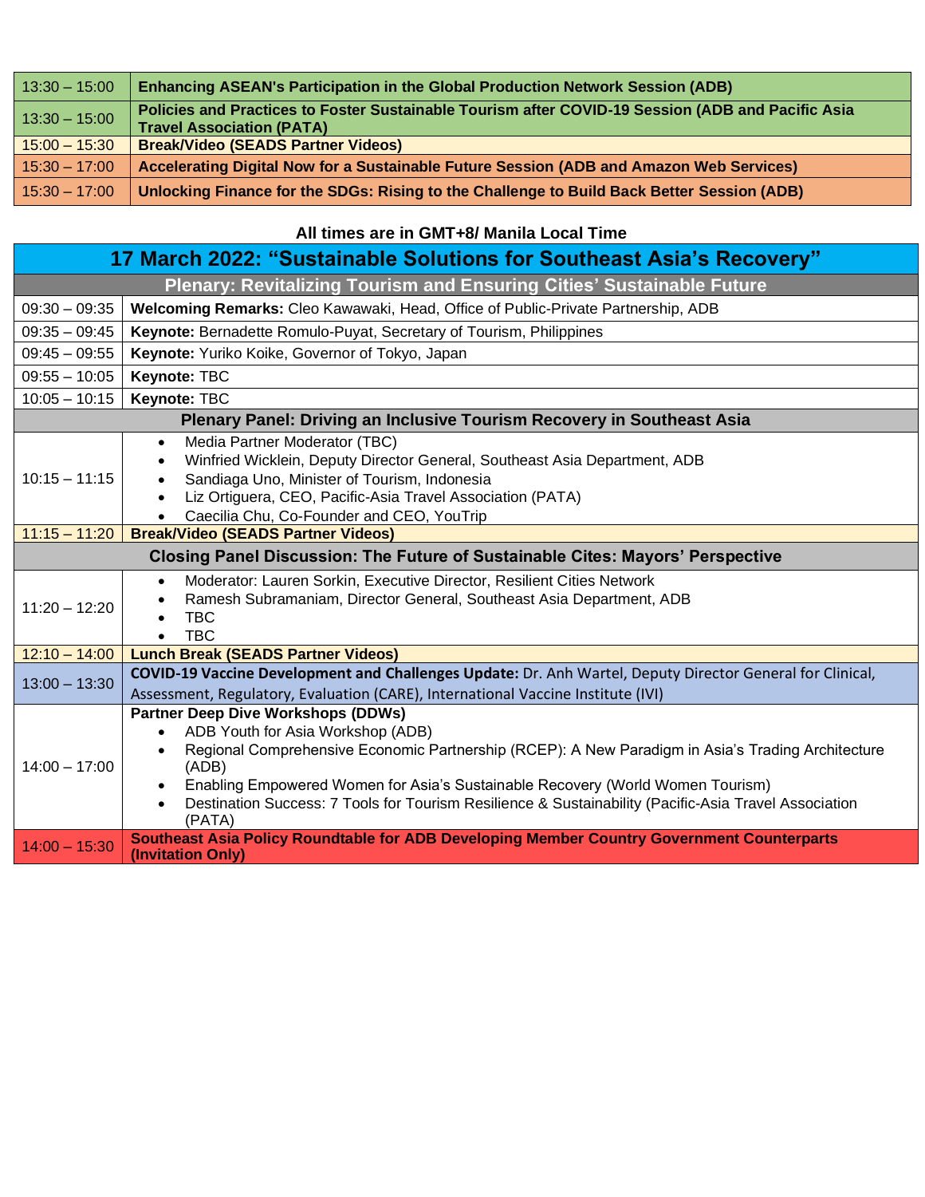| | |
|---|---|
| 13:30 – 15:00 | **Enhancing ASEAN's Participation in the Global Production Network Session (ADB)** |
| 13:30 – 15:00 | **Policies and Practices to Foster Sustainable Tourism after COVID-19 Session (ADB and Pacific Asia Travel Association (PATA)** |
| 15:00 – 15:30 | **Break/Video (SEADS Partner Videos)** |
| 15:30 – 17:00 | **Accelerating Digital Now for a Sustainable Future Session (ADB and Amazon Web Services)** |
| 15:30 – 17:00 | **Unlocking Finance for the SDGs: Rising to the Challenge to Build Back Better Session (ADB)** |

**All times are in GMT+8/ Manila Local Time**

| **17 March 2022: "Sustainable Solutions for Southeast Asia's Recovery"** | |
|---|---|
| **Plenary: Revitalizing Tourism and Ensuring Cities' Sustainable Future** | |
| 09:30 – 09:35 | **Welcoming Remarks:** Cleo Kawawaki, Head, Office of Public-Private Partnership, ADB |
| 09:35 – 09:45 | **Keynote:** Bernadette Romulo-Puyat, Secretary of Tourism, Philippines |
| 09:45 – 09:55 | **Keynote:** Yuriko Koike, Governor of Tokyo, Japan |
| 09:55 – 10:05 | **Keynote:** TBC |
| 10:05 – 10:15 | **Keynote:** TBC |
| **Plenary Panel: Driving an Inclusive Tourism Recovery in Southeast Asia** | |
| 10:15 – 11:15 | • Media Partner Moderator (TBC)<br>• Winfried Wicklein, Deputy Director General, Southeast Asia Department, ADB<br>• Sandiaga Uno, Minister of Tourism, Indonesia<br>• Liz Ortiguera, CEO, Pacific-Asia Travel Association (PATA)<br>• Caecilia Chu, Co-Founder and CEO, YouTrip |
| 11:15 – 11:20 | **Break/Video (SEADS Partner Videos)** |
| **Closing Panel Discussion: The Future of Sustainable Cites: Mayors' Perspective** | |
| 11:20 – 12:20 | • Moderator: Lauren Sorkin, Executive Director, Resilient Cities Network<br>• Ramesh Subramaniam, Director General, Southeast Asia Department, ADB<br>• TBC<br>• TBC |
| 12:10 – 14:00 | **Lunch Break (SEADS Partner Videos)** |
| 13:00 – 13:30 | **COVID-19 Vaccine Development and Challenges Update:** Dr. Anh Wartel, Deputy Director General for Clinical, Assessment, Regulatory, Evaluation (CARE), International Vaccine Institute (IVI) |
| 14:00 – 17:00 | **Partner Deep Dive Workshops (DDWs)**<br>• ADB Youth for Asia Workshop (ADB)<br>• Regional Comprehensive Economic Partnership (RCEP): A New Paradigm in Asia's Trading Architecture (ADB)<br>• Enabling Empowered Women for Asia's Sustainable Recovery (World Women Tourism)<br>• Destination Success: 7 Tools for Tourism Resilience & Sustainability (Pacific-Asia Travel Association (PATA) |
| 14:00 – 15:30 | **Southeast Asia Policy Roundtable for ADB Developing Member Country Government Counterparts (Invitation Only)** |